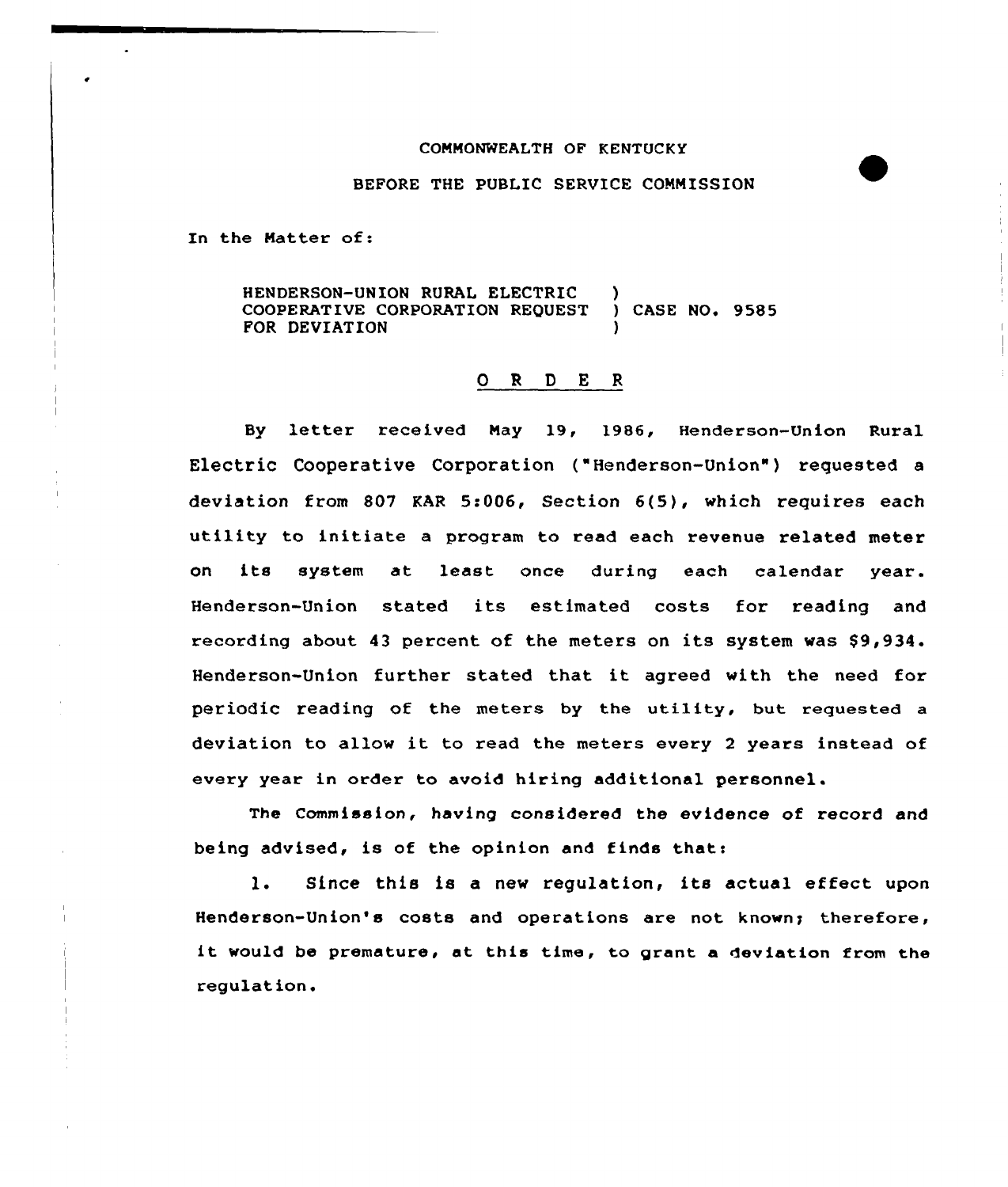COMMONWEALTH OF KENTUCKY

BEFORE THE PUBLIC SERVICE COMMISSION

In the Matter of:

HENDERSON-UNION RURAL ELECTRIC )
COOPERATIVE CORPORATION REQUEST ) CASE NO. 9585
FOR DEVIATION )

## O R D E R

By letter received May 19, 1986, Henderson-Union Rural Electric Cooperative Corporation ("Henderson-Union") requested a deviation from 807 KAR 5:006, Section 6(5), which requires each utility to initiate a program to read each revenue related meter on its system at least once during each calendar year. Henderson-Union stated its estimated costs for reading and recording about 43 percent of the meters on its system was $9,934. Henderson-Union further stated that it agreed with the need for periodic reading of the meters by the utility, but requested a deviation to allow it to read the meters every 2 years instead of every year in order to avoid hiring additional personnel.

The Commission, having considered the evidence of record and being advised, is of the opinion and finds that:

1. Since this is a new regulation, its actual effect upon Henderson-Union's costs and operations are not known; therefore, it would be premature, at this time, to grant a deviation from the regulation.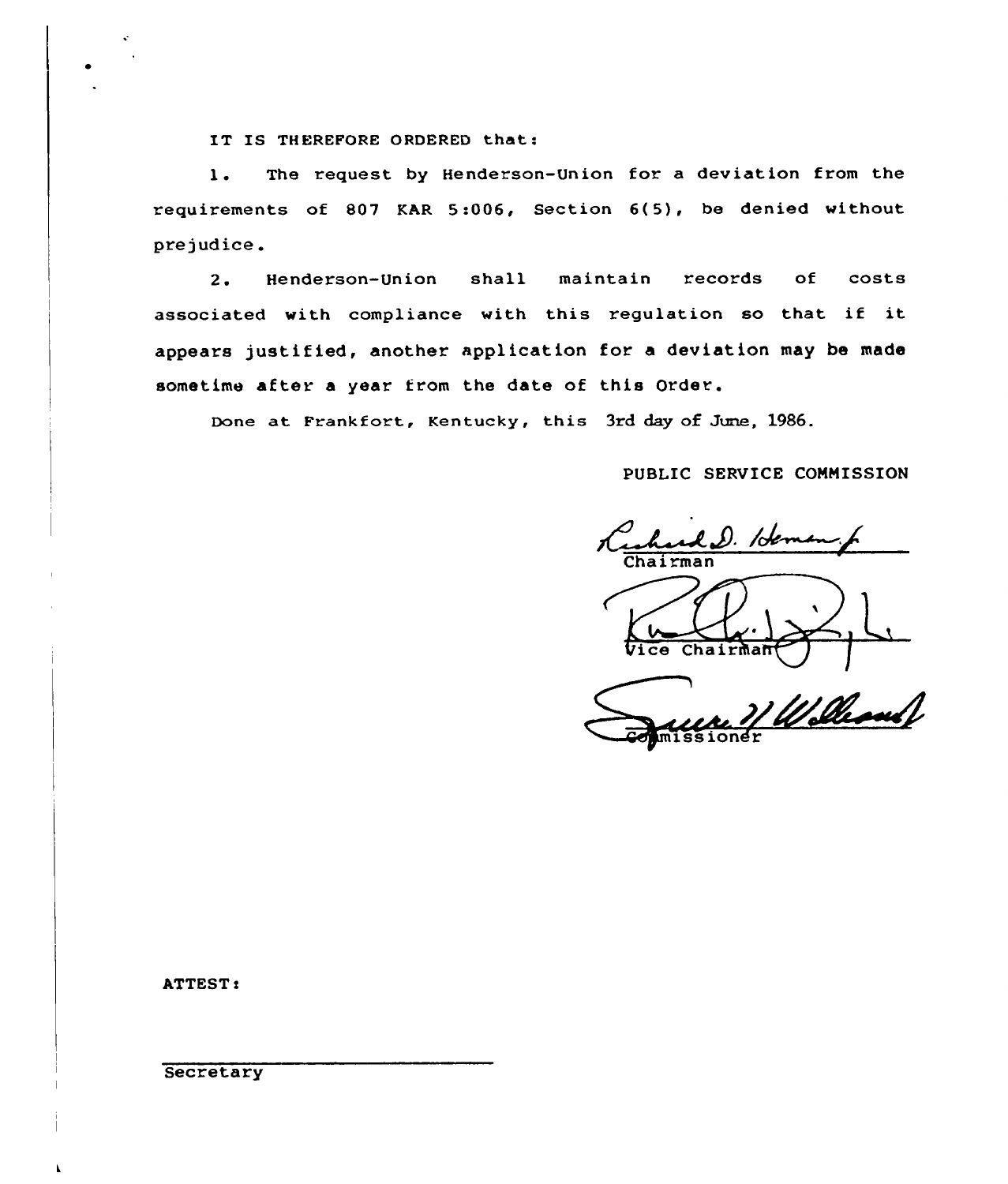IT IS THEREFORE ORDERED that:

1. The request by Henderson-Union for a deviation from the requirements of 807 KAR 5:006, Section 6(5), be denied without prejudice.

2. Henderson-Union shall maintain records of costs associated with compliance with this regulation so that if it appears justified, another application for a deviation may be made sometime after a year from the date of this Order.

Done at Frankfort, Kentucky, this 3rd day of June, 1986.

PUBLIC SERVICE COMMISSION

Chairman

Vice Chairman

Commissioner

ATTEST:

Secretary